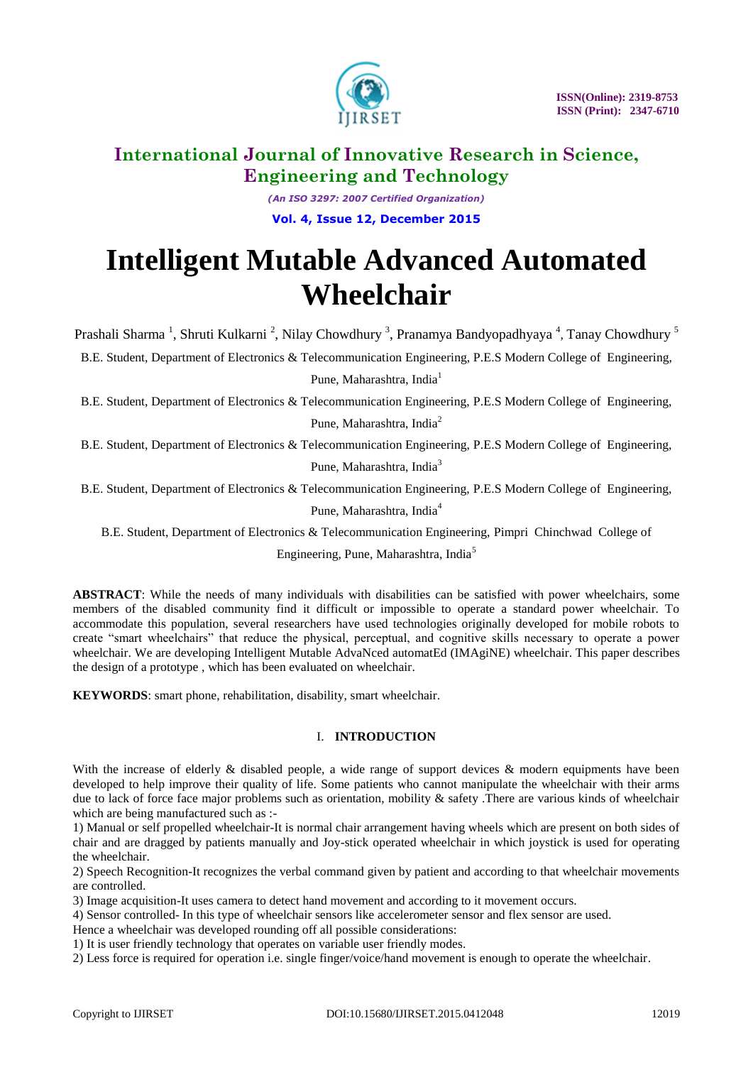# International Journal of Innovative Research in Science, Engineering and Technology

*(An ISO 3297: 2007 Certified Organization)*

**Vol. 4, Issue 12, December 2015**

# Intelligent Mutable Advanced Automated Wheelchair

Prashali Sharma [1], Shruti Kulkarni [2], Nilay Chowdhury [3], Pranamya Bandyopadhyaya [4], Tanay Chowdhury [5]

B.E. Student, Department of Electronics & Telecommunication Engineering, P.E.S Modern College of Engineering, Pune, Maharashtra, India[1]

B.E. Student, Department of Electronics & Telecommunication Engineering, P.E.S Modern College of Engineering, Pune, Maharashtra, India[2]

B.E. Student, Department of Electronics & Telecommunication Engineering, P.E.S Modern College of Engineering, Pune, Maharashtra, India[3]

B.E. Student, Department of Electronics & Telecommunication Engineering, P.E.S Modern College of Engineering, Pune, Maharashtra, India[4]

B.E. Student, Department of Electronics & Telecommunication Engineering, Pimpri Chinchwad College of Engineering, Pune, Maharashtra, India[5]

**ABSTRACT**: While the needs of many individuals with disabilities can be satisfied with power wheelchairs, some members of the disabled community find it difficult or impossible to operate a standard power wheelchair. To accommodate this population, several researchers have used technologies originally developed for mobile robots to create "smart wheelchairs" that reduce the physical, perceptual, and cognitive skills necessary to operate a power wheelchair. We are developing Intelligent Mutable AdvaNced automatEd (IMAgiNE) wheelchair. This paper describes the design of a prototype , which has been evaluated on wheelchair.

**KEYWORDS**: smart phone, rehabilitation, disability, smart wheelchair.

## I. INTRODUCTION

With the increase of elderly & disabled people, a wide range of support devices & modern equipments have been developed to help improve their quality of life. Some patients who cannot manipulate the wheelchair with their arms due to lack of force face major problems such as orientation, mobility & safety .There are various kinds of wheelchair which are being manufactured such as :-

1) Manual or self propelled wheelchair-It is normal chair arrangement having wheels which are present on both sides of chair and are dragged by patients manually and Joy-stick operated wheelchair in which joystick is used for operating the wheelchair.

2) Speech Recognition-It recognizes the verbal command given by patient and according to that wheelchair movements are controlled.

3) Image acquisition-It uses camera to detect hand movement and according to it movement occurs.

4) Sensor controlled- In this type of wheelchair sensors like accelerometer sensor and flex sensor are used.

Hence a wheelchair was developed rounding off all possible considerations:

1) It is user friendly technology that operates on variable user friendly modes.

2) Less force is required for operation i.e. single finger/voice/hand movement is enough to operate the wheelchair.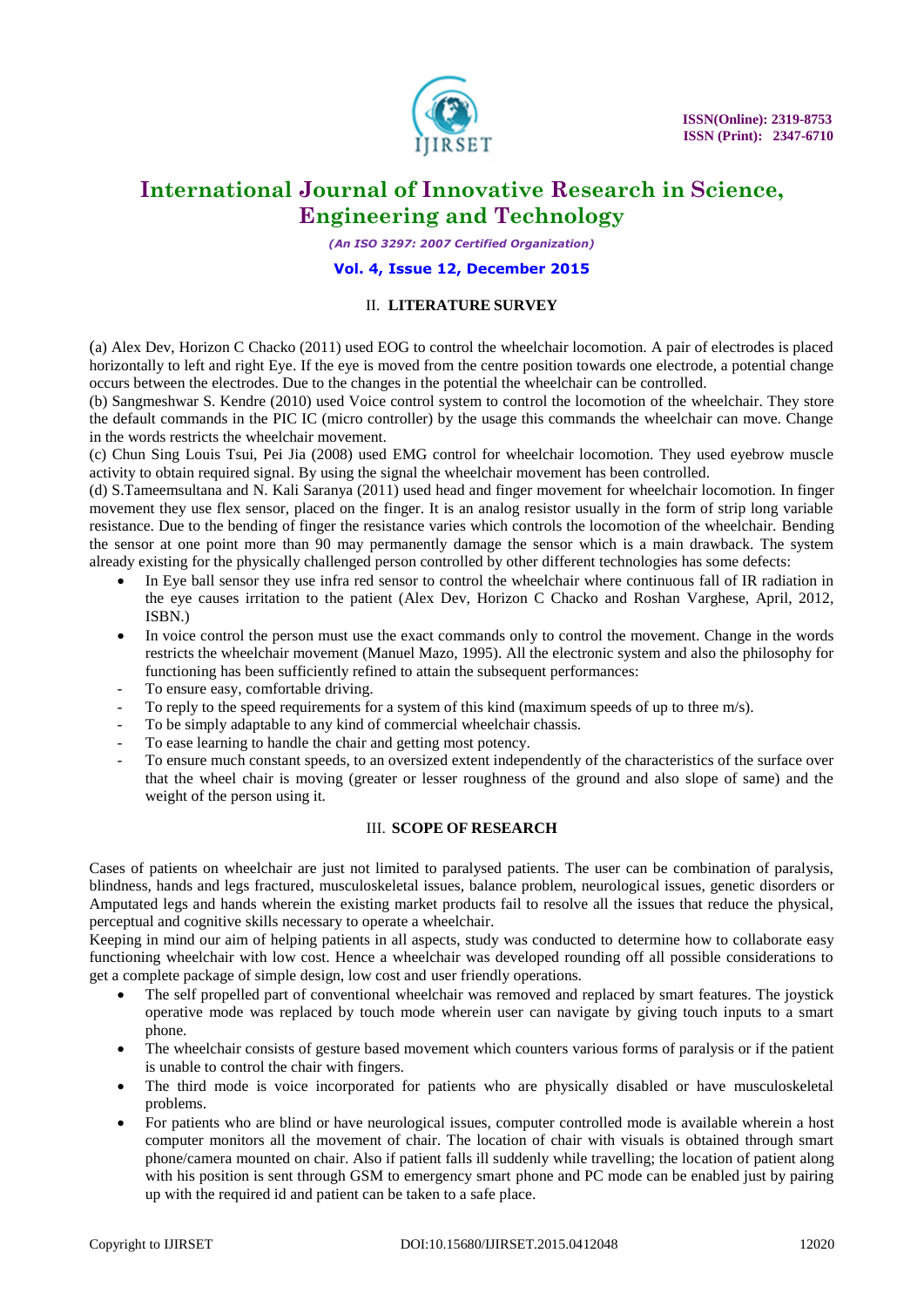## II. LITERATURE SURVEY

(a) Alex Dev, Horizon C Chacko (2011) used EOG to control the wheelchair locomotion. A pair of electrodes is placed horizontally to left and right Eye. If the eye is moved from the centre position towards one electrode, a potential change occurs between the electrodes. Due to the changes in the potential the wheelchair can be controlled.
(b) Sangmeshwar S. Kendre (2010) used Voice control system to control the locomotion of the wheelchair. They store the default commands in the PIC IC (micro controller) by the usage this commands the wheelchair can move. Change in the words restricts the wheelchair movement.
(c) Chun Sing Louis Tsui, Pei Jia (2008) used EMG control for wheelchair locomotion. They used eyebrow muscle activity to obtain required signal. By using the signal the wheelchair movement has been controlled.
(d) S.Tameemsultana and N. Kali Saranya (2011) used head and finger movement for wheelchair locomotion. In finger movement they use flex sensor, placed on the finger. It is an analog resistor usually in the form of strip long variable resistance. Due to the bending of finger the resistance varies which controls the locomotion of the wheelchair. Bending the sensor at one point more than 90 may permanently damage the sensor which is a main drawback. The system already existing for the physically challenged person controlled by other different technologies has some defects:

- In Eye ball sensor they use infra red sensor to control the wheelchair where continuous fall of IR radiation in the eye causes irritation to the patient (Alex Dev, Horizon C Chacko and Roshan Varghese, April, 2012, ISBN.)
- In voice control the person must use the exact commands only to control the movement. Change in the words restricts the wheelchair movement (Manuel Mazo, 1995). All the electronic system and also the philosophy for functioning has been sufficiently refined to attain the subsequent performances:
  - To ensure easy, comfortable driving.
  - To reply to the speed requirements for a system of this kind (maximum speeds of up to three m/s).
  - To be simply adaptable to any kind of commercial wheelchair chassis.
  - To ease learning to handle the chair and getting most potency.
  - To ensure much constant speeds, to an oversized extent independently of the characteristics of the surface over that the wheel chair is moving (greater or lesser roughness of the ground and also slope of same) and the weight of the person using it.

## III. SCOPE OF RESEARCH

Cases of patients on wheelchair are just not limited to paralysed patients. The user can be combination of paralysis, blindness, hands and legs fractured, musculoskeletal issues, balance problem, neurological issues, genetic disorders or Amputated legs and hands wherein the existing market products fail to resolve all the issues that reduce the physical, perceptual and cognitive skills necessary to operate a wheelchair.
Keeping in mind our aim of helping patients in all aspects, study was conducted to determine how to collaborate easy functioning wheelchair with low cost. Hence a wheelchair was developed rounding off all possible considerations to get a complete package of simple design, low cost and user friendly operations.

- The self propelled part of conventional wheelchair was removed and replaced by smart features. The joystick operative mode was replaced by touch mode wherein user can navigate by giving touch inputs to a smart phone.
- The wheelchair consists of gesture based movement which counters various forms of paralysis or if the patient is unable to control the chair with fingers.
- The third mode is voice incorporated for patients who are physically disabled or have musculoskeletal problems.
- For patients who are blind or have neurological issues, computer controlled mode is available wherein a host computer monitors all the movement of chair. The location of chair with visuals is obtained through smart phone/camera mounted on chair. Also if patient falls ill suddenly while travelling; the location of patient along with his position is sent through GSM to emergency smart phone and PC mode can be enabled just by pairing up with the required id and patient can be taken to a safe place.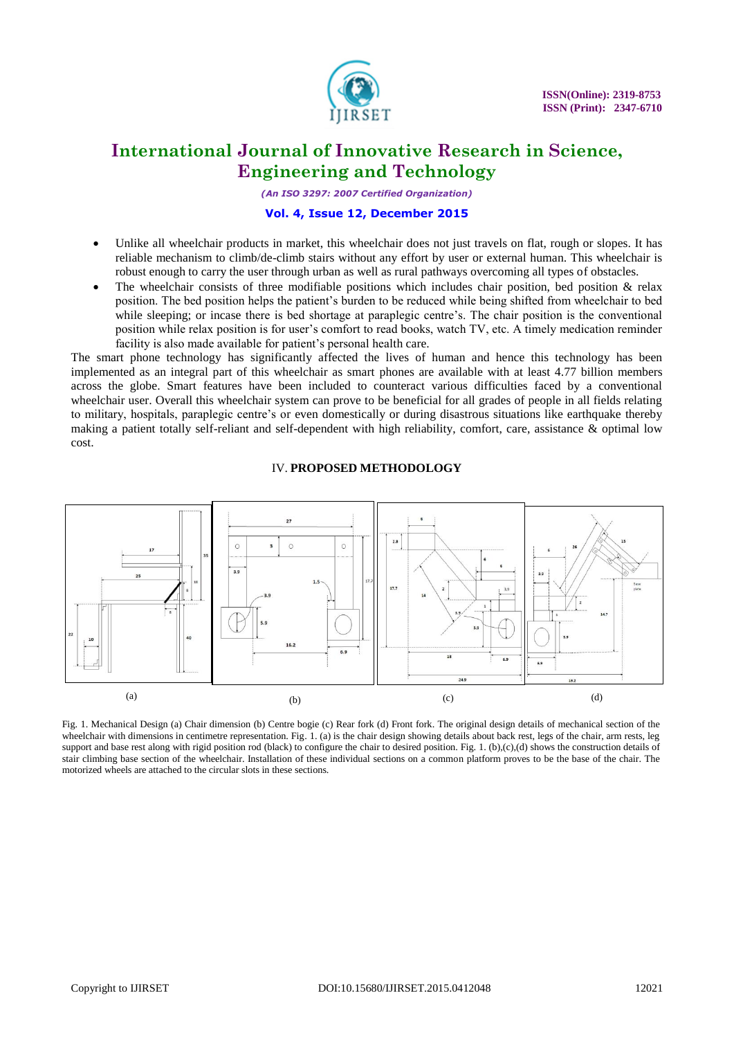- Unlike all wheelchair products in market, this wheelchair does not just travels on flat, rough or slopes. It has reliable mechanism to climb/de-climb stairs without any effort by user or external human. This wheelchair is robust enough to carry the user through urban as well as rural pathways overcoming all types of obstacles.
- The wheelchair consists of three modifiable positions which includes chair position, bed position & relax position. The bed position helps the patient's burden to be reduced while being shifted from wheelchair to bed while sleeping; or incase there is bed shortage at paraplegic centre's. The chair position is the conventional position while relax position is for user's comfort to read books, watch TV, etc. A timely medication reminder facility is also made available for patient's personal health care.

The smart phone technology has significantly affected the lives of human and hence this technology has been implemented as an integral part of this wheelchair as smart phones are available with at least 4.77 billion members across the globe. Smart features have been included to counteract various difficulties faced by a conventional wheelchair user. Overall this wheelchair system can prove to be beneficial for all grades of people in all fields relating to military, hospitals, paraplegic centre's or even domestically or during disastrous situations like earthquake thereby making a patient totally self-reliant and self-dependent with high reliability, comfort, care, assistance & optimal low cost.

## IV. PROPOSED METHODOLOGY

(a) (b) (c) (d)

Fig. 1. Mechanical Design (a) Chair dimension (b) Centre bogie (c) Rear fork (d) Front fork. The original design details of mechanical section of the wheelchair with dimensions in centimetre representation. Fig. 1. (a) is the chair design showing details about back rest, legs of the chair, arm rests, leg support and base rest along with rigid position rod (black) to configure the chair to desired position. Fig. 1. (b),(c),(d) shows the construction details of stair climbing base section of the wheelchair. Installation of these individual sections on a common platform proves to be the base of the chair. The motorized wheels are attached to the circular slots in these sections.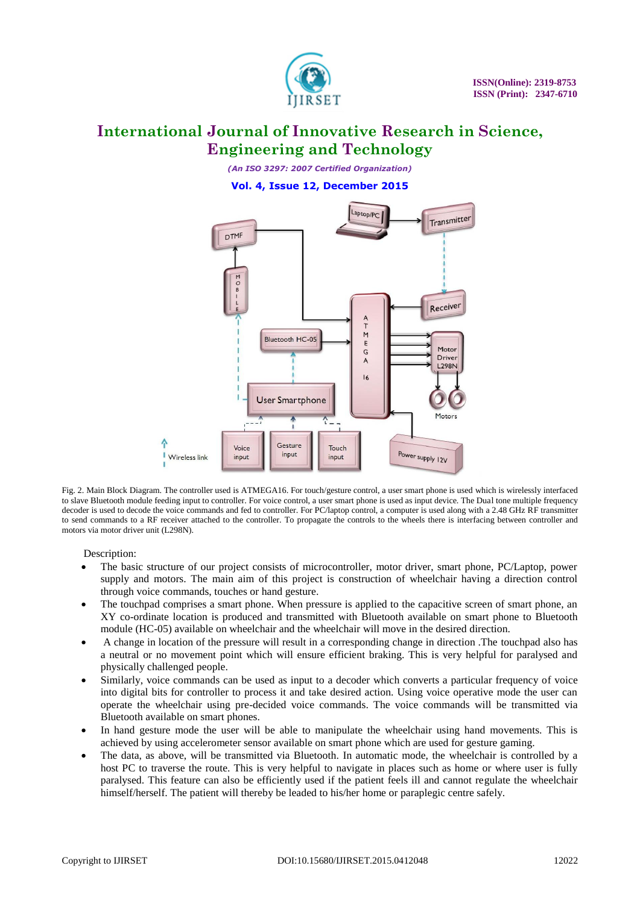Fig. 2. Main Block Diagram. The controller used is ATMEGA16. For touch/gesture control, a user smart phone is used which is wirelessly interfaced to slave Bluetooth module feeding input to controller. For voice control, a user smart phone is used as input device. The Dual tone multiple frequency decoder is used to decode the voice commands and fed to controller. For PC/laptop control, a computer is used along with a 2.48 GHz RF transmitter to send commands to a RF receiver attached to the controller. To propagate the controls to the wheels there is interfacing between controller and motors via motor driver unit (L298N).

Description:

- The basic structure of our project consists of microcontroller, motor driver, smart phone, PC/Laptop, power supply and motors. The main aim of this project is construction of wheelchair having a direction control through voice commands, touches or hand gesture.
- The touchpad comprises a smart phone. When pressure is applied to the capacitive screen of smart phone, an XY co-ordinate location is produced and transmitted with Bluetooth available on smart phone to Bluetooth module (HC-05) available on wheelchair and the wheelchair will move in the desired direction.
- A change in location of the pressure will result in a corresponding change in direction .The touchpad also has a neutral or no movement point which will ensure efficient braking. This is very helpful for paralysed and physically challenged people.
- Similarly, voice commands can be used as input to a decoder which converts a particular frequency of voice into digital bits for controller to process it and take desired action. Using voice operative mode the user can operate the wheelchair using pre-decided voice commands. The voice commands will be transmitted via Bluetooth available on smart phones.
- In hand gesture mode the user will be able to manipulate the wheelchair using hand movements. This is achieved by using accelerometer sensor available on smart phone which are used for gesture gaming.
- The data, as above, will be transmitted via Bluetooth. In automatic mode, the wheelchair is controlled by a host PC to traverse the route. This is very helpful to navigate in places such as home or where user is fully paralysed. This feature can also be efficiently used if the patient feels ill and cannot regulate the wheelchair himself/herself. The patient will thereby be leaded to his/her home or paraplegic centre safely.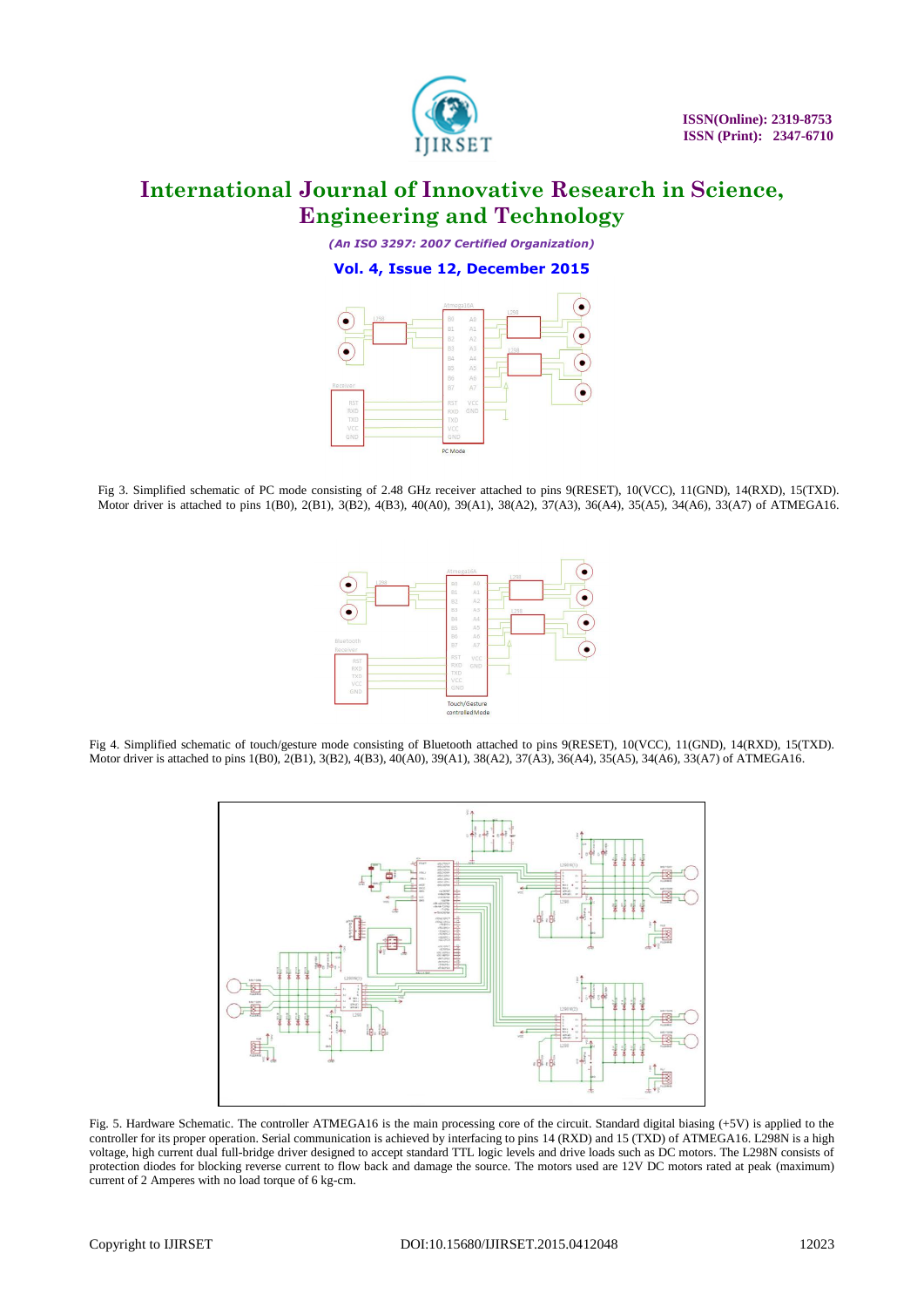Fig 3. Simplified schematic of PC mode consisting of 2.48 GHz receiver attached to pins 9(RESET), 10(VCC), 11(GND), 14(RXD), 15(TXD). Motor driver is attached to pins 1(B0), 2(B1), 3(B2), 4(B3), 40(A0), 39(A1), 38(A2), 37(A3), 36(A4), 35(A5), 34(A6), 33(A7) of ATMEGA16.

Fig 4. Simplified schematic of touch/gesture mode consisting of Bluetooth attached to pins 9(RESET), 10(VCC), 11(GND), 14(RXD), 15(TXD). Motor driver is attached to pins 1(B0), 2(B1), 3(B2), 4(B3), 40(A0), 39(A1), 38(A2), 37(A3), 36(A4), 35(A5), 34(A6), 33(A7) of ATMEGA16.

Fig. 5. Hardware Schematic. The controller ATMEGA16 is the main processing core of the circuit. Standard digital biasing (+5V) is applied to the controller for its proper operation. Serial communication is achieved by interfacing to pins 14 (RXD) and 15 (TXD) of ATMEGA16. L298N is a high voltage, high current dual full-bridge driver designed to accept standard TTL logic levels and drive loads such as DC motors. The L298N consists of protection diodes for blocking reverse current to flow back and damage the source. The motors used are 12V DC motors rated at peak (maximum) current of 2 Amperes with no load torque of 6 kg-cm.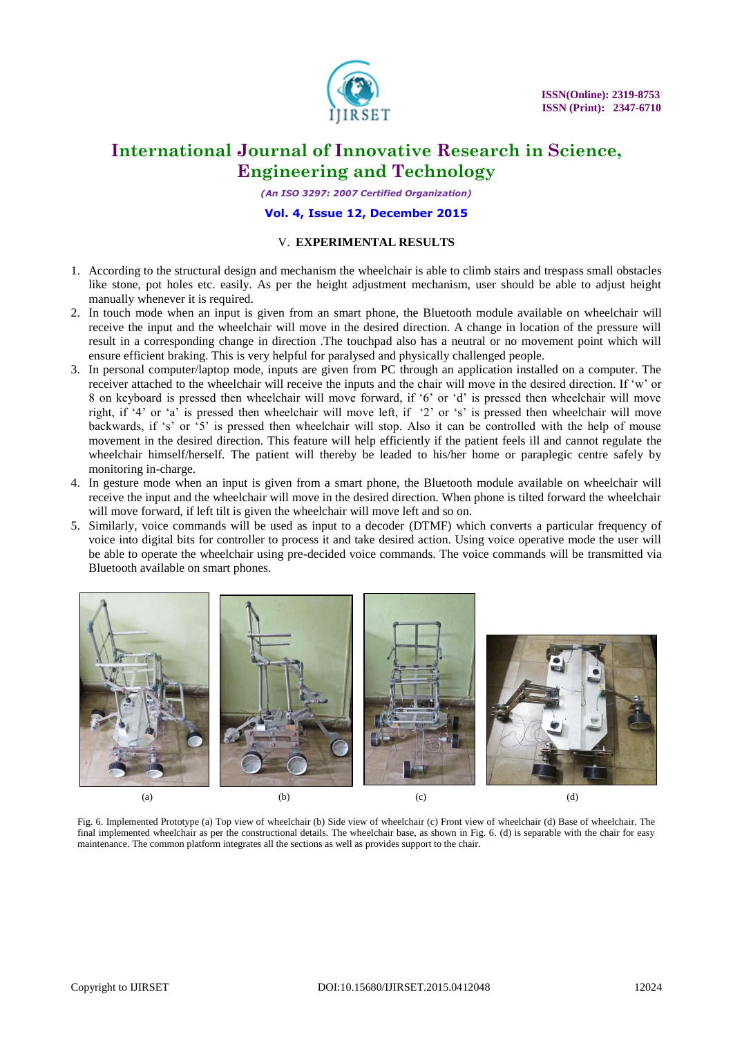## V. EXPERIMENTAL RESULTS

1. According to the structural design and mechanism the wheelchair is able to climb stairs and trespass small obstacles like stone, pot holes etc. easily. As per the height adjustment mechanism, user should be able to adjust height manually whenever it is required.
2. In touch mode when an input is given from an smart phone, the Bluetooth module available on wheelchair will receive the input and the wheelchair will move in the desired direction. A change in location of the pressure will result in a corresponding change in direction .The touchpad also has a neutral or no movement point which will ensure efficient braking. This is very helpful for paralysed and physically challenged people.
3. In personal computer/laptop mode, inputs are given from PC through an application installed on a computer. The receiver attached to the wheelchair will receive the inputs and the chair will move in the desired direction. If 'w' or 8 on keyboard is pressed then wheelchair will move forward, if '6' or 'd' is pressed then wheelchair will move right, if '4' or 'a' is pressed then wheelchair will move left, if '2' or 's' is pressed then wheelchair will move backwards, if 's' or '5' is pressed then wheelchair will stop. Also it can be controlled with the help of mouse movement in the desired direction. This feature will help efficiently if the patient feels ill and cannot regulate the wheelchair himself/herself. The patient will thereby be leaded to his/her home or paraplegic centre safely by monitoring in-charge.
4. In gesture mode when an input is given from a smart phone, the Bluetooth module available on wheelchair will receive the input and the wheelchair will move in the desired direction. When phone is tilted forward the wheelchair will move forward, if left tilt is given the wheelchair will move left and so on.
5. Similarly, voice commands will be used as input to a decoder (DTMF) which converts a particular frequency of voice into digital bits for controller to process it and take desired action. Using voice operative mode the user will be able to operate the wheelchair using pre-decided voice commands. The voice commands will be transmitted via Bluetooth available on smart phones.

(a) (b) (c) (d)

Fig. 6. Implemented Prototype (a) Top view of wheelchair (b) Side view of wheelchair (c) Front view of wheelchair (d) Base of wheelchair. The final implemented wheelchair as per the constructional details. The wheelchair base, as shown in Fig. 6. (d) is separable with the chair for easy maintenance. The common platform integrates all the sections as well as provides support to the chair.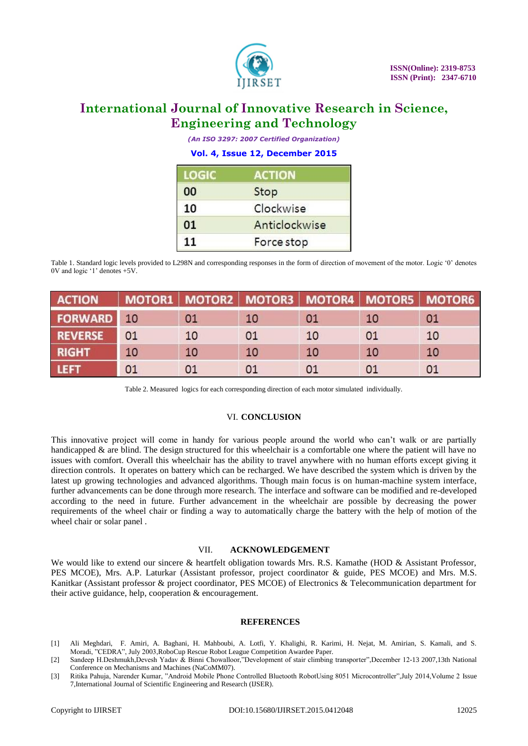| LOGIC | ACTION |
|---|---|
| 00 | Stop |
| 10 | Clockwise |
| 01 | Anticlockwise |
| 11 | Force stop |

Table 1. Standard logic levels provided to L298N and corresponding responses in the form of direction of movement of the motor. Logic '0' denotes 0V and logic '1' denotes +5V.

| ACTION | MOTOR1 | MOTOR2 | MOTOR3 | MOTOR4 | MOTOR5 | MOTOR6 |
|---|---|---|---|---|---|---|
| FORWARD | 10 | 01 | 10 | 01 | 10 | 01 |
| REVERSE | 01 | 10 | 01 | 10 | 01 | 10 |
| RIGHT | 10 | 10 | 10 | 10 | 10 | 10 |
| LEFT | 01 | 01 | 01 | 01 | 01 | 01 |

Table 2. Measured logics for each corresponding direction of each motor simulated individually.

## VI. CONCLUSION

This innovative project will come in handy for various people around the world who can't walk or are partially handicapped & are blind. The design structured for this wheelchair is a comfortable one where the patient will have no issues with comfort. Overall this wheelchair has the ability to travel anywhere with no human efforts except giving it direction controls. It operates on battery which can be recharged. We have described the system which is driven by the latest up growing technologies and advanced algorithms. Though main focus is on human-machine system interface, further advancements can be done through more research. The interface and software can be modified and re-developed according to the need in future. Further advancement in the wheelchair are possible by decreasing the power requirements of the wheel chair or finding a way to automatically charge the battery with the help of motion of the wheel chair or solar panel .

## VII. ACKNOWLEDGEMENT

We would like to extend our sincere & heartfelt obligation towards Mrs. R.S. Kamathe (HOD & Assistant Professor, PES MCOE), Mrs. A.P. Laturkar (Assistant professor, project coordinator & guide, PES MCOE) and Mrs. M.S. Kanitkar (Assistant professor & project coordinator, PES MCOE) of Electronics & Telecommunication department for their active guidance, help, cooperation & encouragement.

## REFERENCES

[1] Ali Meghdari, F. Amiri, A. Baghani, H. Mahboubi, A. Lotfi, Y. Khalighi, R. Karimi, H. Nejat, M. Amirian, S. Kamali, and S. Moradi, "CEDRA", July 2003,RoboCup Rescue Robot League Competition Awardee Paper.

[2] Sandeep H.Deshmukh,Devesh Yadav & Binni Chowalloor,"Development of stair climbing transporter",December 12-13 2007,13th National Conference on Mechanisms and Machines (NaCoMM07).

[3] Ritika Pahuja, Narender Kumar, "Android Mobile Phone Controlled Bluetooth RobotUsing 8051 Microcontroller",July 2014,Volume 2 Issue 7,International Journal of Scientific Engineering and Research (IJSER).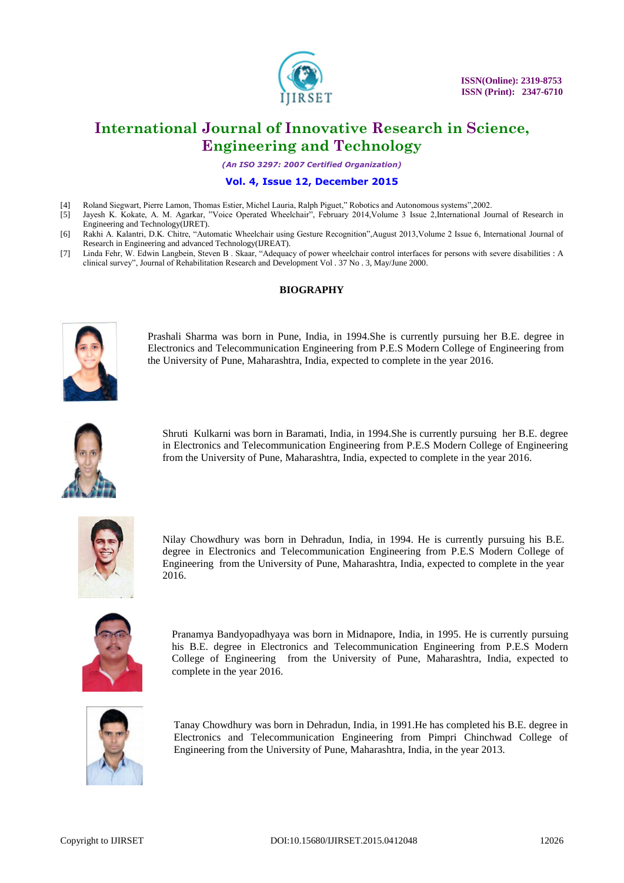[4] Roland Siegwart, Pierre Lamon, Thomas Estier, Michel Lauria, Ralph Piguet," Robotics and Autonomous systems",2002.

[5] Jayesh K. Kokate, A. M. Agarkar, "Voice Operated Wheelchair", February 2014,Volume 3 Issue 2,International Journal of Research in Engineering and Technology(IJRET).

[6] Rakhi A. Kalantri, D.K. Chitre, "Automatic Wheelchair using Gesture Recognition",August 2013,Volume 2 Issue 6, International Journal of Research in Engineering and advanced Technology(IJREAT).

[7] Linda Fehr, W. Edwin Langbein, Steven B . Skaar, "Adequacy of power wheelchair control interfaces for persons with severe disabilities : A clinical survey", Journal of Rehabilitation Research and Development Vol . 37 No . 3, May/June 2000.

## BIOGRAPHY

Prashali Sharma was born in Pune, India, in 1994.She is currently pursuing her B.E. degree in Electronics and Telecommunication Engineering from P.E.S Modern College of Engineering from the University of Pune, Maharashtra, India, expected to complete in the year 2016.

Shruti Kulkarni was born in Baramati, India, in 1994.She is currently pursuing her B.E. degree in Electronics and Telecommunication Engineering from P.E.S Modern College of Engineering from the University of Pune, Maharashtra, India, expected to complete in the year 2016.

Nilay Chowdhury was born in Dehradun, India, in 1994. He is currently pursuing his B.E. degree in Electronics and Telecommunication Engineering from P.E.S Modern College of Engineering from the University of Pune, Maharashtra, India, expected to complete in the year 2016.

Pranamya Bandyopadhyaya was born in Midnapore, India, in 1995. He is currently pursuing his B.E. degree in Electronics and Telecommunication Engineering from P.E.S Modern College of Engineering from the University of Pune, Maharashtra, India, expected to complete in the year 2016.

Tanay Chowdhury was born in Dehradun, India, in 1991.He has completed his B.E. degree in Electronics and Telecommunication Engineering from Pimpri Chinchwad College of Engineering from the University of Pune, Maharashtra, India, in the year 2013.